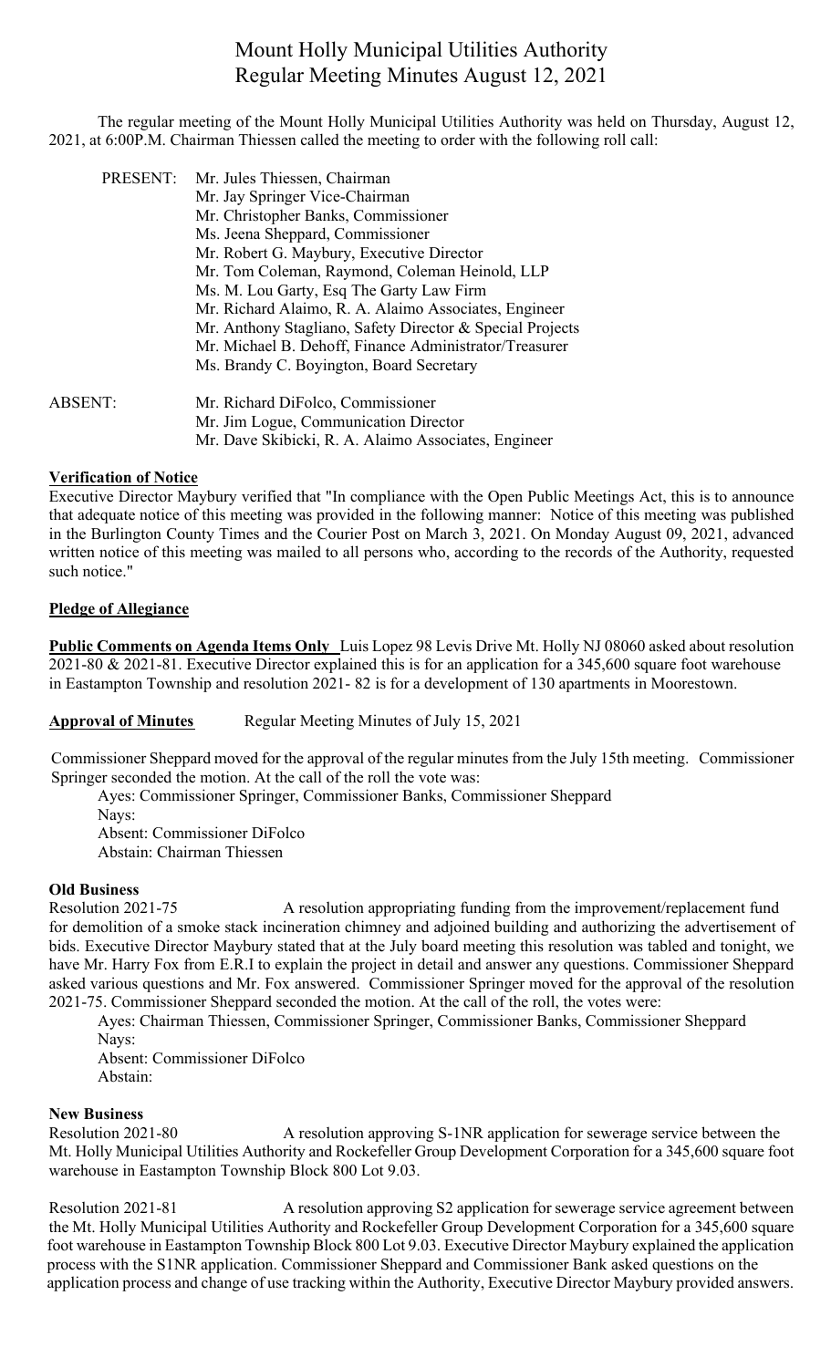# Mount Holly Municipal Utilities Authority
## Regular Meeting Minutes August 12, 2021

The regular meeting of the Mount Holly Municipal Utilities Authority was held on Thursday, August 12, 2021, at 6:00P.M. Chairman Thiessen called the meeting to order with the following roll call:

| | |
|---|---|
| PRESENT: | Mr. Jules Thiessen, Chairman |
| | Mr. Jay Springer Vice-Chairman |
| | Mr. Christopher Banks, Commissioner |
| | Ms. Jeena Sheppard, Commissioner |
| | Mr. Robert G. Maybury, Executive Director |
| | Mr. Tom Coleman, Raymond, Coleman Heinold, LLP |
| | Ms. M. Lou Garty, Esq The Garty Law Firm |
| | Mr. Richard Alaimo, R. A. Alaimo Associates, Engineer |
| | Mr. Anthony Stagliano, Safety Director & Special Projects |
| | Mr. Michael B. Dehoff, Finance Administrator/Treasurer |
| | Ms. Brandy C. Boyington, Board Secretary |
| ABSENT: | Mr. Richard DiFolco, Commissioner |
| | Mr. Jim Logue, Communication Director |
| | Mr. Dave Skibicki, R. A. Alaimo Associates, Engineer |

**Verification of Notice**

Executive Director Maybury verified that "In compliance with the Open Public Meetings Act, this is to announce that adequate notice of this meeting was provided in the following manner: Notice of this meeting was published in the Burlington County Times and the Courier Post on March 3, 2021. On Monday August 09, 2021, advanced written notice of this meeting was mailed to all persons who, according to the records of the Authority, requested such notice."

**Pledge of Allegiance**

**Public Comments on Agenda Items Only** Luis Lopez 98 Levis Drive Mt. Holly NJ 08060 asked about resolution 2021-80 & 2021-81. Executive Director explained this is for an application for a 345,600 square foot warehouse in Eastampton Township and resolution 2021- 82 is for a development of 130 apartments in Moorestown.

**Approval of Minutes** Regular Meeting Minutes of July 15, 2021

Commissioner Sheppard moved for the approval of the regular minutes from the July 15th meeting. Commissioner Springer seconded the motion. At the call of the roll the vote was:

Ayes: Commissioner Springer, Commissioner Banks, Commissioner Sheppard
Nays:
Absent: Commissioner DiFolco
Abstain: Chairman Thiessen

**Old Business**

Resolution 2021-75 A resolution appropriating funding from the improvement/replacement fund for demolition of a smoke stack incineration chimney and adjoined building and authorizing the advertisement of bids. Executive Director Maybury stated that at the July board meeting this resolution was tabled and tonight, we have Mr. Harry Fox from E.R.I to explain the project in detail and answer any questions. Commissioner Sheppard asked various questions and Mr. Fox answered. Commissioner Springer moved for the approval of the resolution 2021-75. Commissioner Sheppard seconded the motion. At the call of the roll, the votes were:

Ayes: Chairman Thiessen, Commissioner Springer, Commissioner Banks, Commissioner Sheppard
Nays:
Absent: Commissioner DiFolco
Abstain:

**New Business**

Resolution 2021-80 A resolution approving S-1NR application for sewerage service between the Mt. Holly Municipal Utilities Authority and Rockefeller Group Development Corporation for a 345,600 square foot warehouse in Eastampton Township Block 800 Lot 9.03.

Resolution 2021-81 A resolution approving S2 application for sewerage service agreement between the Mt. Holly Municipal Utilities Authority and Rockefeller Group Development Corporation for a 345,600 square foot warehouse in Eastampton Township Block 800 Lot 9.03. Executive Director Maybury explained the application process with the S1NR application. Commissioner Sheppard and Commissioner Bank asked questions on the application process and change of use tracking within the Authority, Executive Director Maybury provided answers.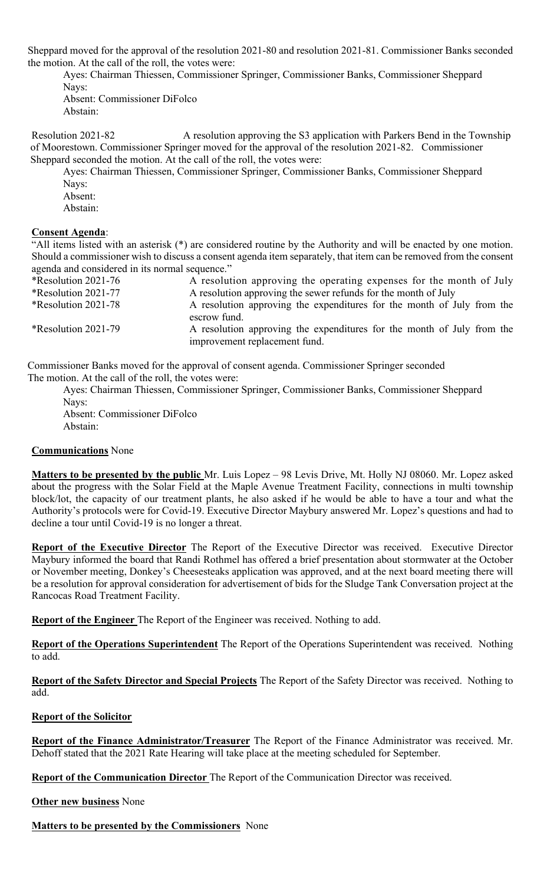Sheppard moved for the approval of the resolution 2021-80 and resolution 2021-81. Commissioner Banks seconded the motion. At the call of the roll, the votes were:

Ayes: Chairman Thiessen, Commissioner Springer, Commissioner Banks, Commissioner Sheppard
Nays:
Absent: Commissioner DiFolco
Abstain:

Resolution 2021-82 A resolution approving the S3 application with Parkers Bend in the Township of Moorestown. Commissioner Springer moved for the approval of the resolution 2021-82. Commissioner Sheppard seconded the motion. At the call of the roll, the votes were:

Ayes: Chairman Thiessen, Commissioner Springer, Commissioner Banks, Commissioner Sheppard
Nays:
Absent:
Abstain:

**Consent Agenda**:

"All items listed with an asterisk (*) are considered routine by the Authority and will be enacted by one motion. Should a commissioner wish to discuss a consent agenda item separately, that item can be removed from the consent agenda and considered in its normal sequence."

| | |
|---|---|
| *Resolution 2021-76 | A resolution approving the operating expenses for the month of July |
| *Resolution 2021-77 | A resolution approving the sewer refunds for the month of July |
| *Resolution 2021-78 | A resolution approving the expenditures for the month of July from the escrow fund. |
| *Resolution 2021-79 | A resolution approving the expenditures for the month of July from the improvement replacement fund. |

Commissioner Banks moved for the approval of consent agenda. Commissioner Springer seconded The motion. At the call of the roll, the votes were:

Ayes: Chairman Thiessen, Commissioner Springer, Commissioner Banks, Commissioner Sheppard
Nays:
Absent: Commissioner DiFolco
Abstain:

**Communications** None

**Matters to be presented by the public** Mr. Luis Lopez – 98 Levis Drive, Mt. Holly NJ 08060. Mr. Lopez asked about the progress with the Solar Field at the Maple Avenue Treatment Facility, connections in multi township block/lot, the capacity of our treatment plants, he also asked if he would be able to have a tour and what the Authority's protocols were for Covid-19. Executive Director Maybury answered Mr. Lopez's questions and had to decline a tour until Covid-19 is no longer a threat.

**Report of the Executive Director** The Report of the Executive Director was received. Executive Director Maybury informed the board that Randi Rothmel has offered a brief presentation about stormwater at the October or November meeting, Donkey's Cheesesteaks application was approved, and at the next board meeting there will be a resolution for approval consideration for advertisement of bids for the Sludge Tank Conversation project at the Rancocas Road Treatment Facility.

**Report of the Engineer** The Report of the Engineer was received. Nothing to add.

**Report of the Operations Superintendent** The Report of the Operations Superintendent was received. Nothing to add.

**Report of the Safety Director and Special Projects** The Report of the Safety Director was received. Nothing to add.

**Report of the Solicitor**

**Report of the Finance Administrator/Treasurer** The Report of the Finance Administrator was received. Mr. Dehoff stated that the 2021 Rate Hearing will take place at the meeting scheduled for September.

**Report of the Communication Director** The Report of the Communication Director was received.

**Other new business** None

**Matters to be presented by the Commissioners** None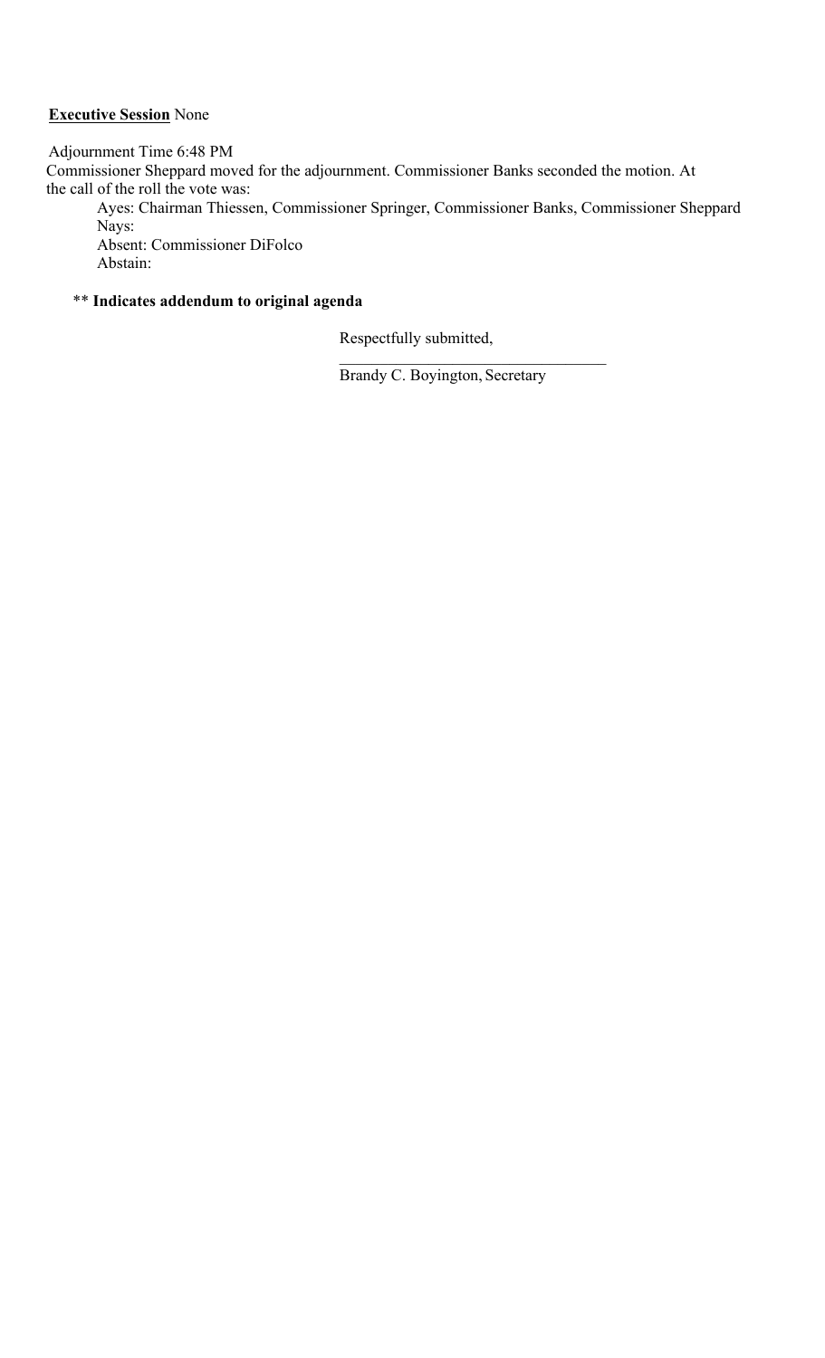**Executive Session** None

Adjournment Time 6:48 PM

Commissioner Sheppard moved for the adjournment. Commissioner Banks seconded the motion. At the call of the roll the vote was:

Ayes: Chairman Thiessen, Commissioner Springer, Commissioner Banks, Commissioner Sheppard
Nays:
Absent: Commissioner DiFolco
Abstain:

** **Indicates addendum to original agenda**

Respectfully submitted,

\_\_\_\_\_\_\_\_\_\_\_\_\_\_\_\_\_\_\_\_\_\_\_\_\_\_\_\_\_\_\_\_

Brandy C. Boyington, Secretary